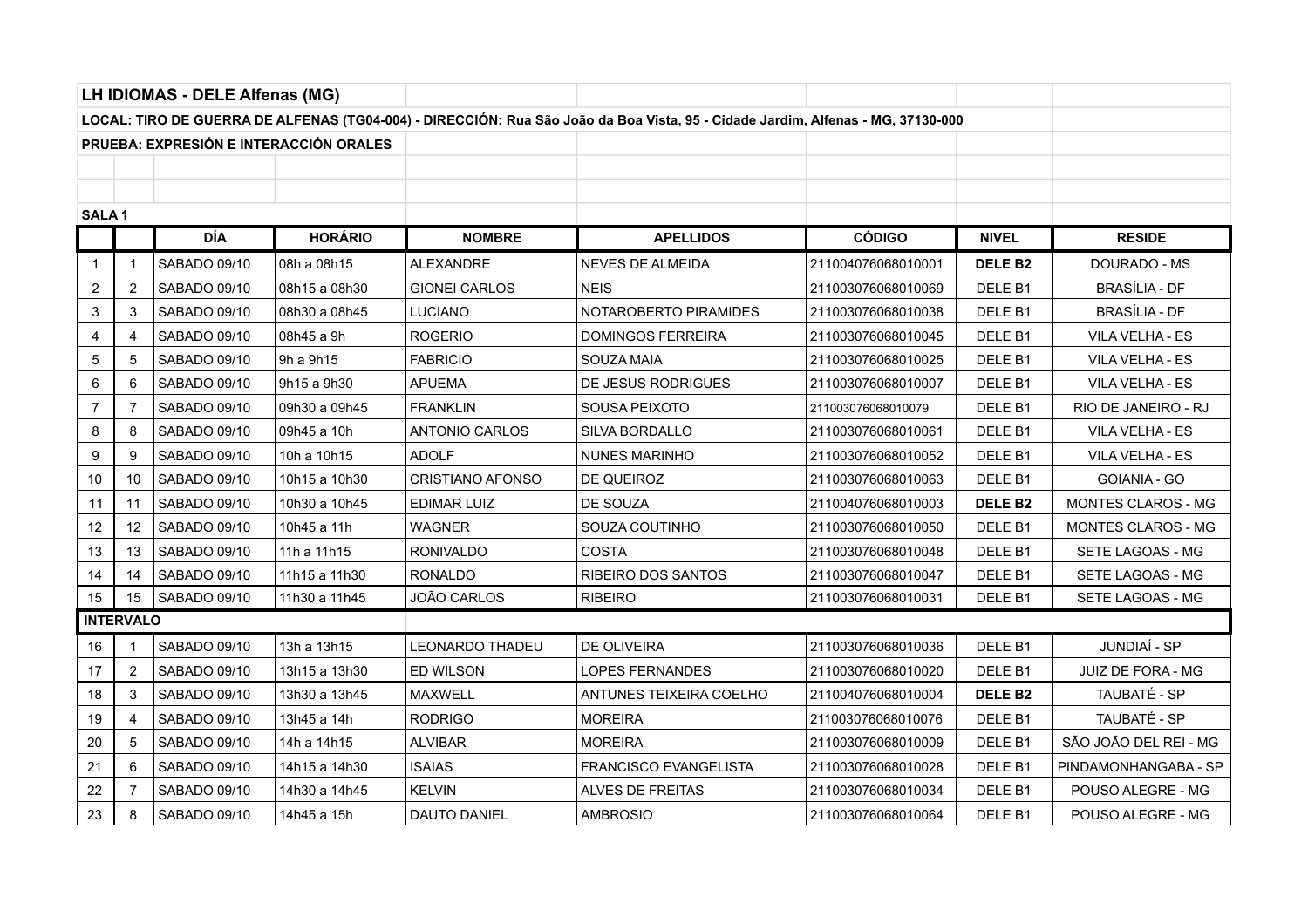**LH IDIOMAS - DELE Alfenas (MG)**

**LOCAL: TIRO DE GUERRA DE ALFENAS (TG04-004) - DIRECCIÓN: Rua São João da Boa Vista, 95 - Cidade Jardim, Alfenas - MG, 37130-000**

**PRUEBA: EXPRESIÓN E INTERACCIÓN ORALES**

**SALA 1**

| | | DÍA | HORÁRIO | NOMBRE | APELLIDOS | CÓDIGO | NIVEL | RESIDE |
|---|---|---|---|---|---|---|---|---|
| 1 | 1 | SABADO 09/10 | 08h a 08h15 | ALEXANDRE | NEVES DE ALMEIDA | 211004076068010001 | **DELE B2** | DOURADO - MS |
| 2 | 2 | SABADO 09/10 | 08h15 a 08h30 | GIONEI CARLOS | NEIS | 211003076068010069 | DELE B1 | BRASÍLIA - DF |
| 3 | 3 | SABADO 09/10 | 08h30 a 08h45 | LUCIANO | NOTAROBERTO PIRAMIDES | 211003076068010038 | DELE B1 | BRASÍLIA - DF |
| 4 | 4 | SABADO 09/10 | 08h45 a 9h | ROGERIO | DOMINGOS FERREIRA | 211003076068010045 | DELE B1 | VILA VELHA - ES |
| 5 | 5 | SABADO 09/10 | 9h a 9h15 | FABRICIO | SOUZA MAIA | 211003076068010025 | DELE B1 | VILA VELHA - ES |
| 6 | 6 | SABADO 09/10 | 9h15 a 9h30 | APUEMA | DE JESUS RODRIGUES | 211003076068010007 | DELE B1 | VILA VELHA - ES |
| 7 | 7 | SABADO 09/10 | 09h30 a 09h45 | FRANKLIN | SOUSA PEIXOTO | 211003076068010079 | DELE B1 | RIO DE JANEIRO - RJ |
| 8 | 8 | SABADO 09/10 | 09h45 a 10h | ANTONIO CARLOS | SILVA BORDALLO | 211003076068010061 | DELE B1 | VILA VELHA - ES |
| 9 | 9 | SABADO 09/10 | 10h a 10h15 | ADOLF | NUNES MARINHO | 211003076068010052 | DELE B1 | VILA VELHA - ES |
| 10 | 10 | SABADO 09/10 | 10h15 a 10h30 | CRISTIANO AFONSO | DE QUEIROZ | 211003076068010063 | DELE B1 | GOIANIA - GO |
| 11 | 11 | SABADO 09/10 | 10h30 a 10h45 | EDIMAR LUIZ | DE SOUZA | 211004076068010003 | **DELE B2** | MONTES CLAROS - MG |
| 12 | 12 | SABADO 09/10 | 10h45 a 11h | WAGNER | SOUZA COUTINHO | 211003076068010050 | DELE B1 | MONTES CLAROS - MG |
| 13 | 13 | SABADO 09/10 | 11h a 11h15 | RONIVALDO | COSTA | 211003076068010048 | DELE B1 | SETE LAGOAS - MG |
| 14 | 14 | SABADO 09/10 | 11h15 a 11h30 | RONALDO | RIBEIRO DOS SANTOS | 211003076068010047 | DELE B1 | SETE LAGOAS - MG |
| 15 | 15 | SABADO 09/10 | 11h30 a 11h45 | JOÃO CARLOS | RIBEIRO | 211003076068010031 | DELE B1 | SETE LAGOAS - MG |
| **INTERVALO** | | | | | | | | |
| 16 | 1 | SABADO 09/10 | 13h a 13h15 | LEONARDO THADEU | DE OLIVEIRA | 211003076068010036 | DELE B1 | JUNDIAÍ - SP |
| 17 | 2 | SABADO 09/10 | 13h15 a 13h30 | ED WILSON | LOPES FERNANDES | 211003076068010020 | DELE B1 | JUIZ DE FORA - MG |
| 18 | 3 | SABADO 09/10 | 13h30 a 13h45 | MAXWELL | ANTUNES TEIXEIRA COELHO | 211004076068010004 | **DELE B2** | TAUBATÉ - SP |
| 19 | 4 | SABADO 09/10 | 13h45 a 14h | RODRIGO | MOREIRA | 211003076068010076 | DELE B1 | TAUBATÉ - SP |
| 20 | 5 | SABADO 09/10 | 14h a 14h15 | ALVIBAR | MOREIRA | 211003076068010009 | DELE B1 | SÃO JOÃO DEL REI - MG |
| 21 | 6 | SABADO 09/10 | 14h15 a 14h30 | ISAIAS | FRANCISCO EVANGELISTA | 211003076068010028 | DELE B1 | PINDAMONHANGABA - SP |
| 22 | 7 | SABADO 09/10 | 14h30 a 14h45 | KELVIN | ALVES DE FREITAS | 211003076068010034 | DELE B1 | POUSO ALEGRE - MG |
| 23 | 8 | SABADO 09/10 | 14h45 a 15h | DAUTO DANIEL | AMBROSIO | 211003076068010064 | DELE B1 | POUSO ALEGRE - MG |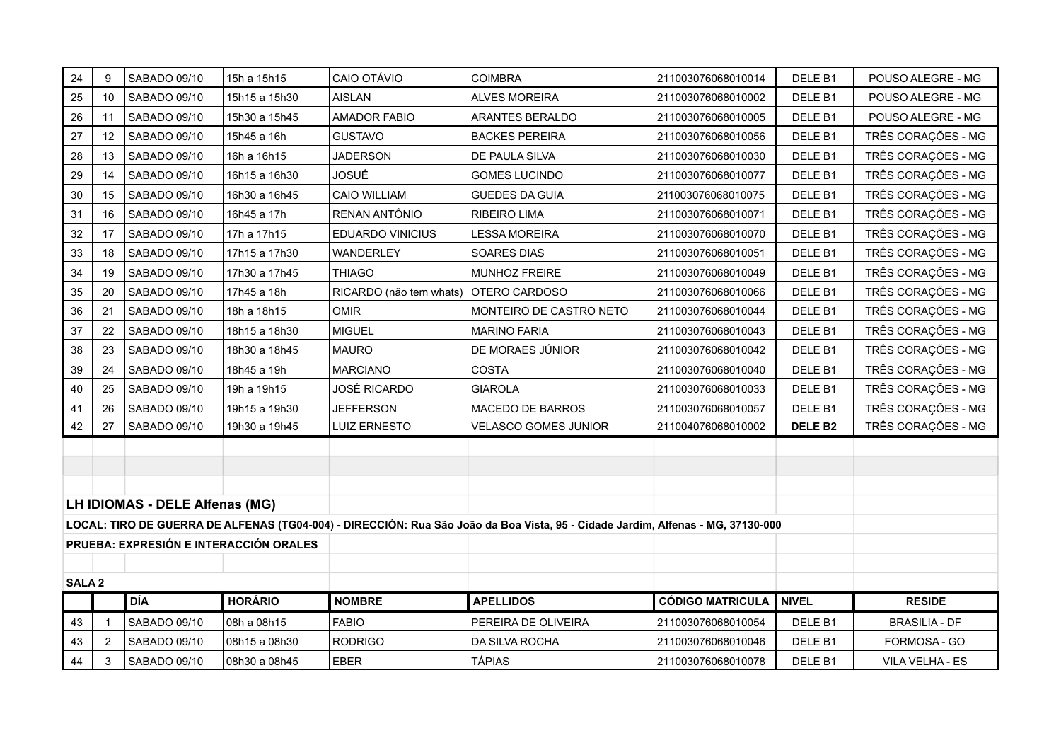| | | | | | | | | |
|---|---|---|---|---|---|---|---|---|
| 24 | 9 | SABADO 09/10 | 15h a 15h15 | CAIO OTÁVIO | COIMBRA | 211003076068010014 | DELE B1 | POUSO ALEGRE - MG |
| 25 | 10 | SABADO 09/10 | 15h15 a 15h30 | AISLAN | ALVES MOREIRA | 211003076068010002 | DELE B1 | POUSO ALEGRE - MG |
| 26 | 11 | SABADO 09/10 | 15h30 a 15h45 | AMADOR FABIO | ARANTES BERALDO | 211003076068010005 | DELE B1 | POUSO ALEGRE - MG |
| 27 | 12 | SABADO 09/10 | 15h45 a 16h | GUSTAVO | BACKES PEREIRA | 211003076068010056 | DELE B1 | TRÊS CORAÇÕES - MG |
| 28 | 13 | SABADO 09/10 | 16h a 16h15 | JADERSON | DE PAULA SILVA | 211003076068010030 | DELE B1 | TRÊS CORAÇÕES - MG |
| 29 | 14 | SABADO 09/10 | 16h15 a 16h30 | JOSUÉ | GOMES LUCINDO | 211003076068010077 | DELE B1 | TRÊS CORAÇÕES - MG |
| 30 | 15 | SABADO 09/10 | 16h30 a 16h45 | CAIO WILLIAM | GUEDES DA GUIA | 211003076068010075 | DELE B1 | TRÊS CORAÇÕES - MG |
| 31 | 16 | SABADO 09/10 | 16h45 a 17h | RENAN ANTÔNIO | RIBEIRO LIMA | 211003076068010071 | DELE B1 | TRÊS CORAÇÕES - MG |
| 32 | 17 | SABADO 09/10 | 17h a 17h15 | EDUARDO VINICIUS | LESSA MOREIRA | 211003076068010070 | DELE B1 | TRÊS CORAÇÕES - MG |
| 33 | 18 | SABADO 09/10 | 17h15 a 17h30 | WANDERLEY | SOARES DIAS | 211003076068010051 | DELE B1 | TRÊS CORAÇÕES - MG |
| 34 | 19 | SABADO 09/10 | 17h30 a 17h45 | THIAGO | MUNHOZ FREIRE | 211003076068010049 | DELE B1 | TRÊS CORAÇÕES - MG |
| 35 | 20 | SABADO 09/10 | 17h45 a 18h | RICARDO (não tem whats) | OTERO CARDOSO | 211003076068010066 | DELE B1 | TRÊS CORAÇÕES - MG |
| 36 | 21 | SABADO 09/10 | 18h a 18h15 | OMIR | MONTEIRO DE CASTRO NETO | 211003076068010044 | DELE B1 | TRÊS CORAÇÕES - MG |
| 37 | 22 | SABADO 09/10 | 18h15 a 18h30 | MIGUEL | MARINO FARIA | 211003076068010043 | DELE B1 | TRÊS CORAÇÕES - MG |
| 38 | 23 | SABADO 09/10 | 18h30 a 18h45 | MAURO | DE MORAES JÚNIOR | 211003076068010042 | DELE B1 | TRÊS CORAÇÕES - MG |
| 39 | 24 | SABADO 09/10 | 18h45 a 19h | MARCIANO | COSTA | 211003076068010040 | DELE B1 | TRÊS CORAÇÕES - MG |
| 40 | 25 | SABADO 09/10 | 19h a 19h15 | JOSÉ RICARDO | GIAROLA | 211003076068010033 | DELE B1 | TRÊS CORAÇÕES - MG |
| 41 | 26 | SABADO 09/10 | 19h15 a 19h30 | JEFFERSON | MACEDO DE BARROS | 211003076068010057 | DELE B1 | TRÊS CORAÇÕES - MG |
| 42 | 27 | SABADO 09/10 | 19h30 a 19h45 | LUIZ ERNESTO | VELASCO GOMES JUNIOR | 211004076068010002 | **DELE B2** | TRÊS CORAÇÕES - MG |

**LH IDIOMAS - DELE Alfenas (MG)**

**LOCAL: TIRO DE GUERRA DE ALFENAS (TG04-004) - DIRECCIÓN: Rua São João da Boa Vista, 95 - Cidade Jardim, Alfenas - MG, 37130-000**

**PRUEBA: EXPRESIÓN E INTERACCIÓN ORALES**

**SALA 2**

| | | DÍA | HORÁRIO | NOMBRE | APELLIDOS | CÓDIGO MATRICULA | NIVEL | RESIDE |
|---|---|---|---|---|---|---|---|---|
| 43 | 1 | SABADO 09/10 | 08h a 08h15 | FABIO | PEREIRA DE OLIVEIRA | 211003076068010054 | DELE B1 | BRASILIA - DF |
| 43 | 2 | SABADO 09/10 | 08h15 a 08h30 | RODRIGO | DA SILVA ROCHA | 211003076068010046 | DELE B1 | FORMOSA - GO |
| 44 | 3 | SABADO 09/10 | 08h30 a 08h45 | EBER | TÁPIAS | 211003076068010078 | DELE B1 | VILA VELHA - ES |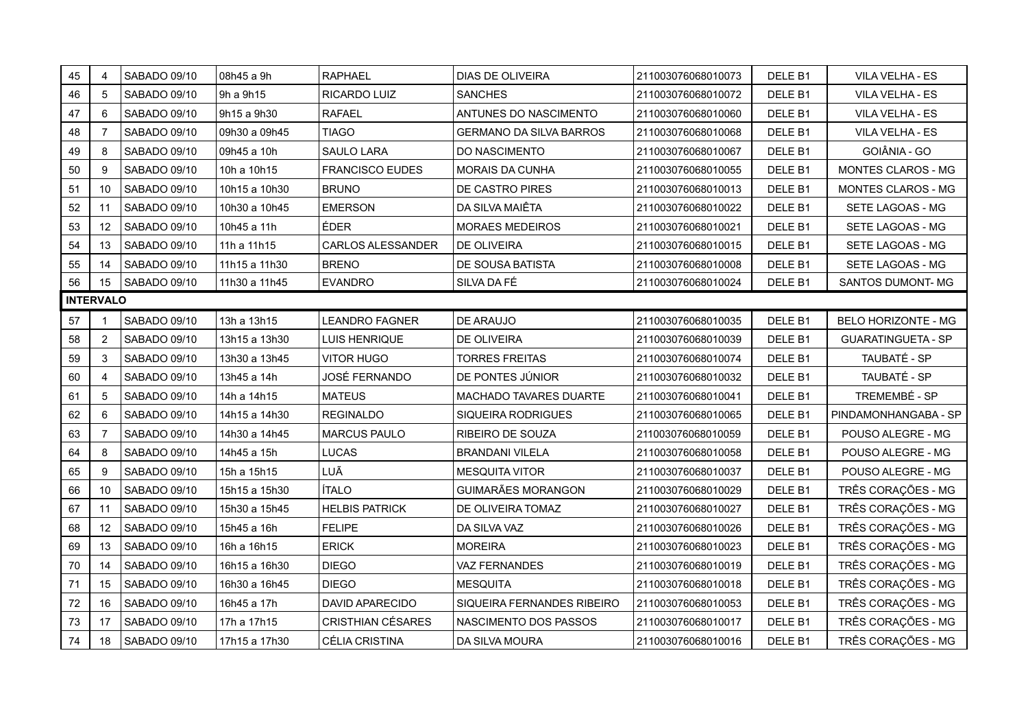| 45 | 4 | SABADO 09/10 | 08h45 a 9h | RAPHAEL | DIAS DE OLIVEIRA | 211003076068010073 | DELE B1 | VILA VELHA - ES |
|---|---|---|---|---|---|---|---|---|
| 46 | 5 | SABADO 09/10 | 9h a 9h15 | RICARDO LUIZ | SANCHES | 211003076068010072 | DELE B1 | VILA VELHA - ES |
| 47 | 6 | SABADO 09/10 | 9h15 a 9h30 | RAFAEL | ANTUNES DO NASCIMENTO | 211003076068010060 | DELE B1 | VILA VELHA - ES |
| 48 | 7 | SABADO 09/10 | 09h30 a 09h45 | TIAGO | GERMANO DA SILVA BARROS | 211003076068010068 | DELE B1 | VILA VELHA - ES |
| 49 | 8 | SABADO 09/10 | 09h45 a 10h | SAULO LARA | DO NASCIMENTO | 211003076068010067 | DELE B1 | GOIÂNIA - GO |
| 50 | 9 | SABADO 09/10 | 10h a 10h15 | FRANCISCO EUDES | MORAIS DA CUNHA | 211003076068010055 | DELE B1 | MONTES CLAROS - MG |
| 51 | 10 | SABADO 09/10 | 10h15 a 10h30 | BRUNO | DE CASTRO PIRES | 211003076068010013 | DELE B1 | MONTES CLAROS - MG |
| 52 | 11 | SABADO 09/10 | 10h30 a 10h45 | EMERSON | DA SILVA MAIÊTA | 211003076068010022 | DELE B1 | SETE LAGOAS - MG |
| 53 | 12 | SABADO 09/10 | 10h45 a 11h | ÉDER | MORAES MEDEIROS | 211003076068010021 | DELE B1 | SETE LAGOAS - MG |
| 54 | 13 | SABADO 09/10 | 11h a 11h15 | CARLOS ALESSANDER | DE OLIVEIRA | 211003076068010015 | DELE B1 | SETE LAGOAS - MG |
| 55 | 14 | SABADO 09/10 | 11h15 a 11h30 | BRENO | DE SOUSA BATISTA | 211003076068010008 | DELE B1 | SETE LAGOAS - MG |
| 56 | 15 | SABADO 09/10 | 11h30 a 11h45 | EVANDRO | SILVA DA FÉ | 211003076068010024 | DELE B1 | SANTOS DUMONT- MG |
| **INTERVALO** | | | | | | | | |
| 57 | 1 | SABADO 09/10 | 13h a 13h15 | LEANDRO FAGNER | DE ARAUJO | 211003076068010035 | DELE B1 | BELO HORIZONTE - MG |
| 58 | 2 | SABADO 09/10 | 13h15 a 13h30 | LUIS HENRIQUE | DE OLIVEIRA | 211003076068010039 | DELE B1 | GUARATINGUETA - SP |
| 59 | 3 | SABADO 09/10 | 13h30 a 13h45 | VITOR HUGO | TORRES FREITAS | 211003076068010074 | DELE B1 | TAUBATÉ - SP |
| 60 | 4 | SABADO 09/10 | 13h45 a 14h | JOSÉ FERNANDO | DE PONTES JÚNIOR | 211003076068010032 | DELE B1 | TAUBATÉ - SP |
| 61 | 5 | SABADO 09/10 | 14h a 14h15 | MATEUS | MACHADO TAVARES DUARTE | 211003076068010041 | DELE B1 | TREMEMBÉ - SP |
| 62 | 6 | SABADO 09/10 | 14h15 a 14h30 | REGINALDO | SIQUEIRA RODRIGUES | 211003076068010065 | DELE B1 | PINDAMONHANGABA - SP |
| 63 | 7 | SABADO 09/10 | 14h30 a 14h45 | MARCUS PAULO | RIBEIRO DE SOUZA | 211003076068010059 | DELE B1 | POUSO ALEGRE - MG |
| 64 | 8 | SABADO 09/10 | 14h45 a 15h | LUCAS | BRANDANI VILELA | 211003076068010058 | DELE B1 | POUSO ALEGRE - MG |
| 65 | 9 | SABADO 09/10 | 15h a 15h15 | LUÃ | MESQUITA VITOR | 211003076068010037 | DELE B1 | POUSO ALEGRE - MG |
| 66 | 10 | SABADO 09/10 | 15h15 a 15h30 | ÍTALO | GUIMARÃES MORANGON | 211003076068010029 | DELE B1 | TRÊS CORAÇÕES - MG |
| 67 | 11 | SABADO 09/10 | 15h30 a 15h45 | HELBIS PATRICK | DE OLIVEIRA TOMAZ | 211003076068010027 | DELE B1 | TRÊS CORAÇÕES - MG |
| 68 | 12 | SABADO 09/10 | 15h45 a 16h | FELIPE | DA SILVA VAZ | 211003076068010026 | DELE B1 | TRÊS CORAÇÕES - MG |
| 69 | 13 | SABADO 09/10 | 16h a 16h15 | ERICK | MOREIRA | 211003076068010023 | DELE B1 | TRÊS CORAÇÕES - MG |
| 70 | 14 | SABADO 09/10 | 16h15 a 16h30 | DIEGO | VAZ FERNANDES | 211003076068010019 | DELE B1 | TRÊS CORAÇÕES - MG |
| 71 | 15 | SABADO 09/10 | 16h30 a 16h45 | DIEGO | MESQUITA | 211003076068010018 | DELE B1 | TRÊS CORAÇÕES - MG |
| 72 | 16 | SABADO 09/10 | 16h45 a 17h | DAVID APARECIDO | SIQUEIRA FERNANDES RIBEIRO | 211003076068010053 | DELE B1 | TRÊS CORAÇÕES - MG |
| 73 | 17 | SABADO 09/10 | 17h a 17h15 | CRISTHIAN CÉSARES | NASCIMENTO DOS PASSOS | 211003076068010017 | DELE B1 | TRÊS CORAÇÕES - MG |
| 74 | 18 | SABADO 09/10 | 17h15 a 17h30 | CÉLIA CRISTINA | DA SILVA MOURA | 211003076068010016 | DELE B1 | TRÊS CORAÇÕES - MG |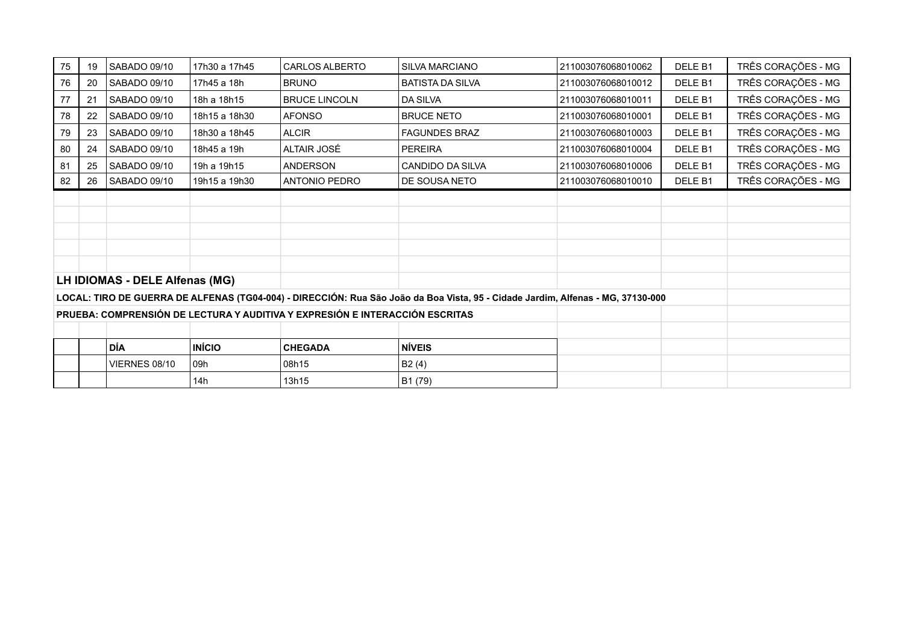| | | | | | | | | |
|---|---|---|---|---|---|---|---|---|
| 75 | 19 | SABADO 09/10 | 17h30 a 17h45 | CARLOS ALBERTO | SILVA MARCIANO | 211003076068010062 | DELE B1 | TRÊS CORAÇÕES - MG |
| 76 | 20 | SABADO 09/10 | 17h45 a 18h | BRUNO | BATISTA DA SILVA | 211003076068010012 | DELE B1 | TRÊS CORAÇÕES - MG |
| 77 | 21 | SABADO 09/10 | 18h a 18h15 | BRUCE LINCOLN | DA SILVA | 211003076068010011 | DELE B1 | TRÊS CORAÇÕES - MG |
| 78 | 22 | SABADO 09/10 | 18h15 a 18h30 | AFONSO | BRUCE NETO | 211003076068010001 | DELE B1 | TRÊS CORAÇÕES - MG |
| 79 | 23 | SABADO 09/10 | 18h30 a 18h45 | ALCIR | FAGUNDES BRAZ | 211003076068010003 | DELE B1 | TRÊS CORAÇÕES - MG |
| 80 | 24 | SABADO 09/10 | 18h45 a 19h | ALTAIR JOSÉ | PEREIRA | 211003076068010004 | DELE B1 | TRÊS CORAÇÕES - MG |
| 81 | 25 | SABADO 09/10 | 19h a 19h15 | ANDERSON | CANDIDO DA SILVA | 211003076068010006 | DELE B1 | TRÊS CORAÇÕES - MG |
| 82 | 26 | SABADO 09/10 | 19h15 a 19h30 | ANTONIO PEDRO | DE SOUSA NETO | 211003076068010010 | DELE B1 | TRÊS CORAÇÕES - MG |

## LH IDIOMAS - DELE Alfenas (MG)

**LOCAL: TIRO DE GUERRA DE ALFENAS (TG04-004) - DIRECCIÓN: Rua São João da Boa Vista, 95 - Cidade Jardim, Alfenas - MG, 37130-000**

**PRUEBA: COMPRENSIÓN DE LECTURA Y AUDITIVA Y EXPRESIÓN E INTERACCIÓN ESCRITAS**

| | | DÍA | INÍCIO | CHEGADA | NÍVEIS |
|---|---|---|---|---|---|
| | | VIERNES 08/10 | 09h | 08h15 | B2 (4) |
| | | | 14h | 13h15 | B1 (79) |